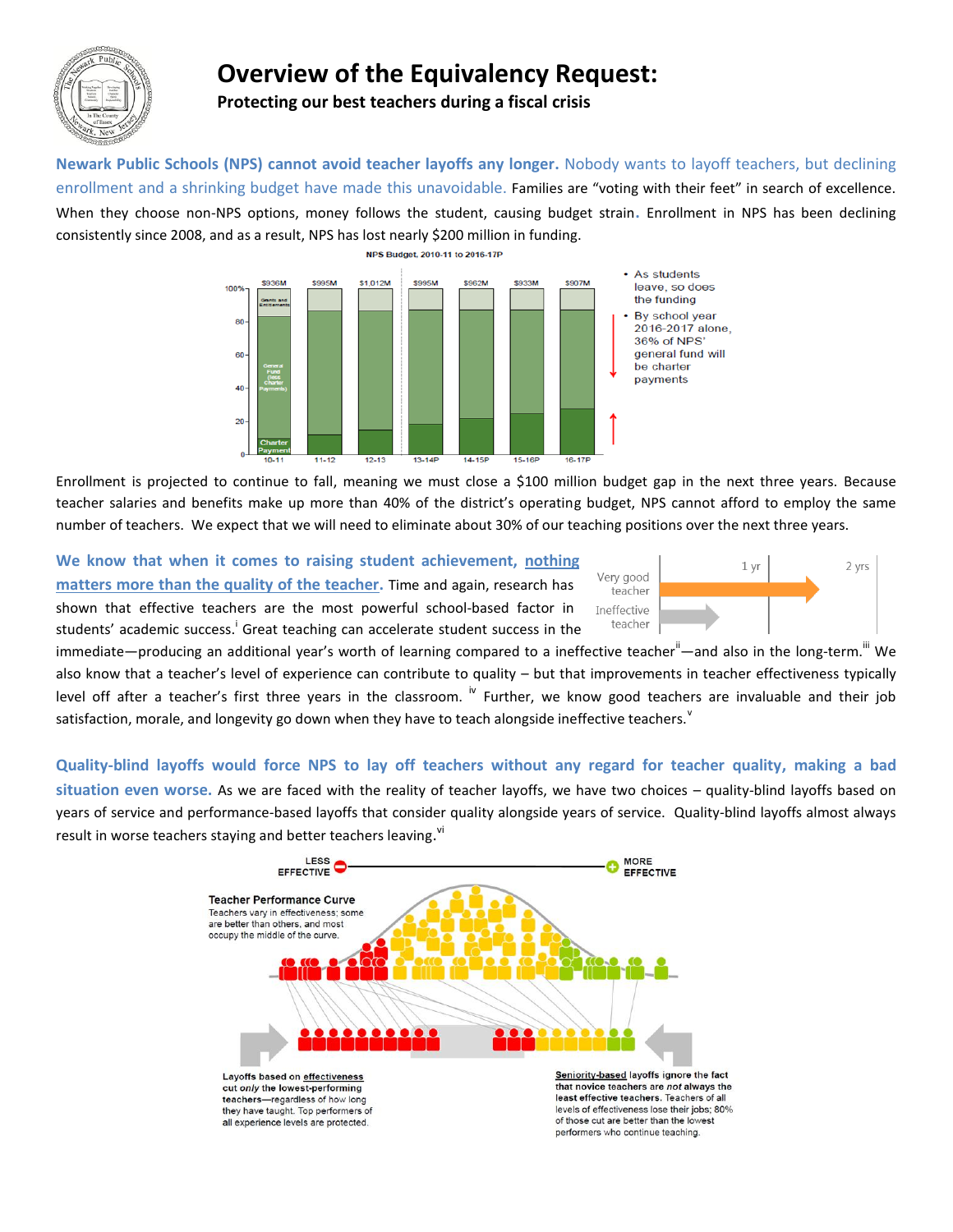# Overview of the Equivalency Request:

**Protecting our best teachers during a fiscal crisis**

**Newark Public Schools (NPS) cannot avoid teacher layoffs any longer.** Nobody wants to layoff teachers, but declining enrollment and a shrinking budget have made this unavoidable. Families are "voting with their feet" in search of excellence. When they choose non-NPS options, money follows the student, causing budget strain. Enrollment in NPS has been declining consistently since 2008, and as a result, NPS has lost nearly $200 million in funding.

NPS Budget, 2010-11 to 2016-17P

| | 10-11 | 11-12 | 12-13 | 13-14P | 14-15P | 15-16P | 16-17P |
|---|---|---|---|---|---|---|---|
| Total budget | $936M | $995M | $1,012M | $995M | $962M | $933M | $907M |

- As students leave, so does the funding
- By school year 2016-2017 alone, 36% of NPS' general fund will be charter payments

Enrollment is projected to continue to fall, meaning we must close a $100 million budget gap in the next three years. Because teacher salaries and benefits make up more than 40% of the district's operating budget, NPS cannot afford to employ the same number of teachers. We expect that we will need to eliminate about 30% of our teaching positions over the next three years.

**We know that when it comes to raising student achievement, nothing matters more than the quality of the teacher.** Time and again, research has shown that effective teachers are the most powerful school-based factor in students' academic success.[i] Great teaching can accelerate student success in the immediate—producing an additional year's worth of learning compared to a ineffective teacher[ii]—and also in the long-term.[iii] We also know that a teacher's level of experience can contribute to quality – but that improvements in teacher effectiveness typically level off after a teacher's first three years in the classroom. [iv] Further, we know good teachers are invaluable and their job satisfaction, morale, and longevity go down when they have to teach alongside ineffective teachers.[v]

**Quality-blind layoffs would force NPS to lay off teachers without any regard for teacher quality, making a bad situation even worse.** As we are faced with the reality of teacher layoffs, we have two choices – quality-blind layoffs based on years of service and performance-based layoffs that consider quality alongside years of service. Quality-blind layoffs almost always result in worse teachers staying and better teachers leaving.[vi]

**Teacher Performance Curve**
Teachers vary in effectiveness; some are better than others, and most occupy the middle of the curve.

Layoffs based on effectiveness cut *only* the lowest-performing teachers—regardless of how long they have taught. Top performers of all experience levels are protected.

Seniority-based layoffs ignore the fact that novice teachers are *not* always the least effective teachers. Teachers of all levels of effectiveness lose their jobs; 80% of those cut are better than the lowest performers who continue teaching.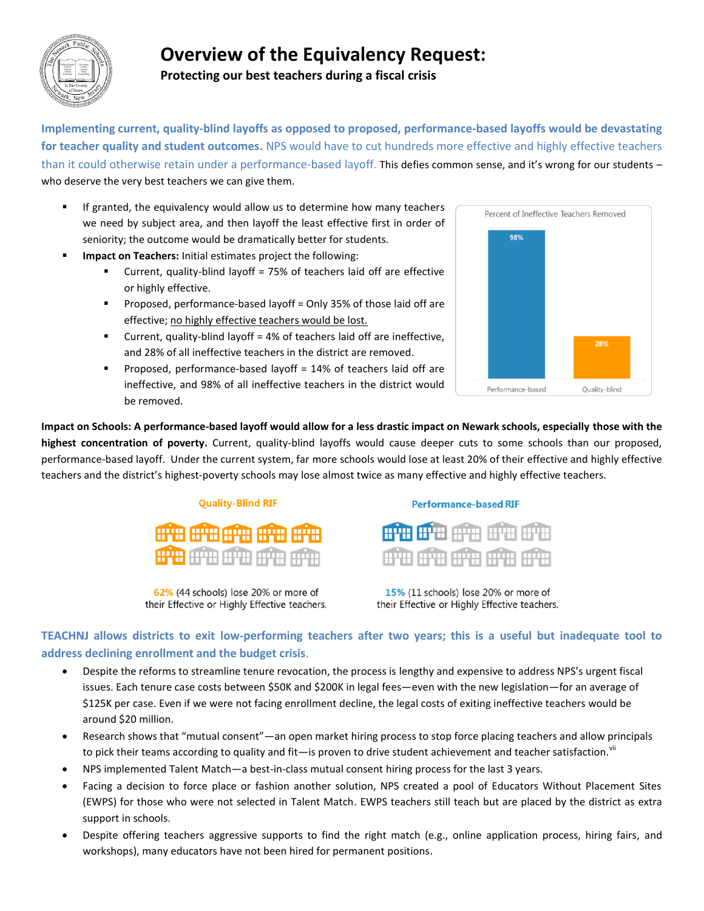# Overview of the Equivalency Request:

**Protecting our best teachers during a fiscal crisis**

**Implementing current, quality-blind layoffs as opposed to proposed, performance-based layoffs would be devastating for teacher quality and student outcomes.** NPS would have to cut hundreds more effective and highly effective teachers than it could otherwise retain under a performance-based layoff. This defies common sense, and it's wrong for our students – who deserve the very best teachers we can give them.

- If granted, the equivalency would allow us to determine how many teachers we need by subject area, and then layoff the least effective first in order of seniority; the outcome would be dramatically better for students.
- **Impact on Teachers:** Initial estimates project the following:
  - Current, quality-blind layoff = 75% of teachers laid off are effective or highly effective.
  - Proposed, performance-based layoff = Only 35% of those laid off are effective; no highly effective teachers would be lost.
  - Current, quality-blind layoff = 4% of teachers laid off are ineffective, and 28% of all ineffective teachers in the district are removed.
  - Proposed, performance-based layoff = 14% of teachers laid off are ineffective, and 98% of all ineffective teachers in the district would be removed.

Percent of Ineffective Teachers Removed

| Performance-based | Quality-blind |
|---|---|
| 98% | 28% |

**Impact on Schools: A performance-based layoff would allow for a less drastic impact on Newark schools, especially those with the highest concentration of poverty.** Current, quality-blind layoffs would cause deeper cuts to some schools than our proposed, performance-based layoff. Under the current system, far more schools would lose at least 20% of their effective and highly effective teachers and the district's highest-poverty schools may lose almost twice as many effective and highly effective teachers.

**Quality-Blind RIF**

62% (44 schools) lose 20% or more of their Effective or Highly Effective teachers.

**Performance-based RIF**

15% (11 schools) lose 20% or more of their Effective or Highly Effective teachers.

**TEACHNJ allows districts to exit low-performing teachers after two years; this is a useful but inadequate tool to address declining enrollment and the budget crisis.**

- Despite the reforms to streamline tenure revocation, the process is lengthy and expensive to address NPS's urgent fiscal issues. Each tenure case costs between \$50K and \$200K in legal fees—even with the new legislation—for an average of \$125K per case. Even if we were not facing enrollment decline, the legal costs of exiting ineffective teachers would be around \$20 million.
- Research shows that "mutual consent"—an open market hiring process to stop force placing teachers and allow principals to pick their teams according to quality and fit—is proven to drive student achievement and teacher satisfaction.[vii]
- NPS implemented Talent Match—a best-in-class mutual consent hiring process for the last 3 years.
- Facing a decision to force place or fashion another solution, NPS created a pool of Educators Without Placement Sites (EWPS) for those who were not selected in Talent Match. EWPS teachers still teach but are placed by the district as extra support in schools.
- Despite offering teachers aggressive supports to find the right match (e.g., online application process, hiring fairs, and workshops), many educators have not been hired for permanent positions.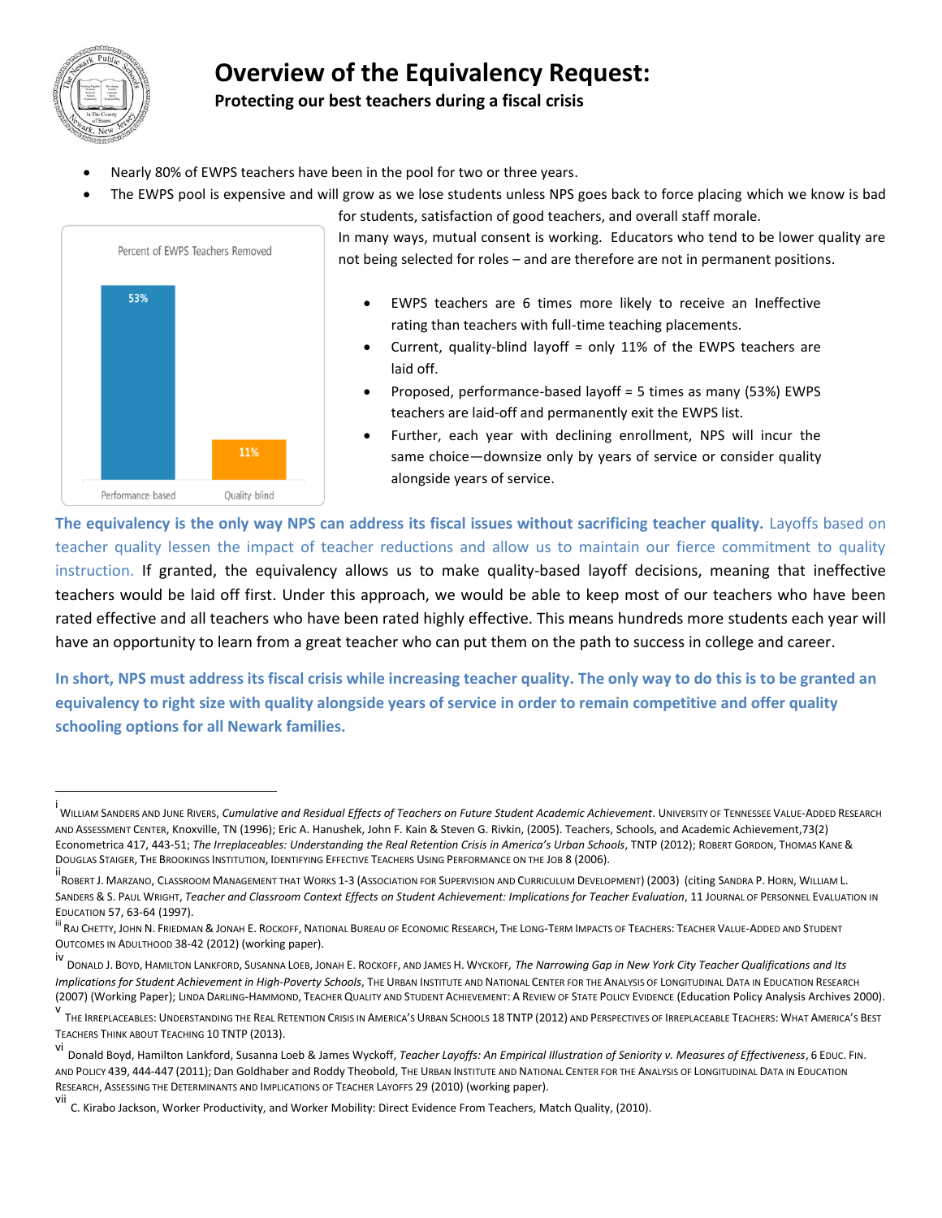# Overview of the Equivalency Request:

**Protecting our best teachers during a fiscal crisis**

- Nearly 80% of EWPS teachers have been in the pool for two or three years.
- The EWPS pool is expensive and will grow as we lose students unless NPS goes back to force placing which we know is bad for students, satisfaction of good teachers, and overall staff morale.

Percent of EWPS Teachers Removed

53%

11%

Performance-based

Quality-blind

In many ways, mutual consent is working. Educators who tend to be lower quality are not being selected for roles – and are therefore are not in permanent positions.

- EWPS teachers are 6 times more likely to receive an Ineffective rating than teachers with full-time teaching placements.
- Current, quality-blind layoff = only 11% of the EWPS teachers are laid off.
- Proposed, performance-based layoff = 5 times as many (53%) EWPS teachers are laid-off and permanently exit the EWPS list.
- Further, each year with declining enrollment, NPS will incur the same choice—downsize only by years of service or consider quality alongside years of service.

**The equivalency is the only way NPS can address its fiscal issues without sacrificing teacher quality.** Layoffs based on teacher quality lessen the impact of teacher reductions and allow us to maintain our fierce commitment to quality instruction. If granted, the equivalency allows us to make quality-based layoff decisions, meaning that ineffective teachers would be laid off first. Under this approach, we would be able to keep most of our teachers who have been rated effective and all teachers who have been rated highly effective. This means hundreds more students each year will have an opportunity to learn from a great teacher who can put them on the path to success in college and career.

**In short, NPS must address its fiscal crisis while increasing teacher quality. The only way to do this is to be granted an equivalency to right size with quality alongside years of service in order to remain competitive and offer quality schooling options for all Newark families.**

---

[i] William Sanders and June Rivers, *Cumulative and Residual Effects of Teachers on Future Student Academic Achievement*. University of Tennessee Value-Added Research and Assessment Center, Knoxville, TN (1996); Eric A. Hanushek, John F. Kain & Steven G. Rivkin, (2005). Teachers, Schools, and Academic Achievement,73(2) Econometrica 417, 443-51; *The Irreplaceables: Understanding the Real Retention Crisis in America's Urban Schools*, TNTP (2012); Robert Gordon, Thomas Kane & Douglas Staiger, The Brookings Institution, Identifying Effective Teachers Using Performance on the Job 8 (2006).

[ii] Robert J. Marzano, Classroom Management that Works 1-3 (Association for Supervision and Curriculum Development) (2003) (citing Sandra P. Horn, William L. Sanders & S. Paul Wright, *Teacher and Classroom Context Effects on Student Achievement: Implications for Teacher Evaluation*, 11 Journal of Personnel Evaluation in Education 57, 63-64 (1997).

[iii] Raj Chetty, John N. Friedman & Jonah E. Rockoff, National Bureau of Economic Research, The Long-Term Impacts of Teachers: Teacher Value-Added and Student Outcomes in Adulthood 38-42 (2012) (working paper).

[iv] Donald J. Boyd, Hamilton Lankford, Susanna Loeb, Jonah E. Rockoff, and James H. Wyckoff, *The Narrowing Gap in New York City Teacher Qualifications and Its Implications for Student Achievement in High-Poverty Schools*, The Urban Institute and National Center for the Analysis of Longitudinal Data in Education Research (2007) (Working Paper); Linda Darling-Hammond, Teacher Quality and Student Achievement: A Review of State Policy Evidence (Education Policy Analysis Archives 2000).

[v] The Irreplaceables: Understanding the Real Retention Crisis in America's Urban Schools 18 TNTP (2012) and Perspectives of Irreplaceable Teachers: What America's Best Teachers Think about Teaching 10 TNTP (2013).

[vi] Donald Boyd, Hamilton Lankford, Susanna Loeb & James Wyckoff, *Teacher Layoffs: An Empirical Illustration of Seniority v. Measures of Effectiveness*, 6 Educ. Fin. and Policy 439, 444-447 (2011); Dan Goldhaber and Roddy Theobold, The Urban Institute and National Center for the Analysis of Longitudinal Data in Education Research, Assessing the Determinants and Implications of Teacher Layoffs 29 (2010) (working paper).

[vii] C. Kirabo Jackson, Worker Productivity, and Worker Mobility: Direct Evidence From Teachers, Match Quality, (2010).